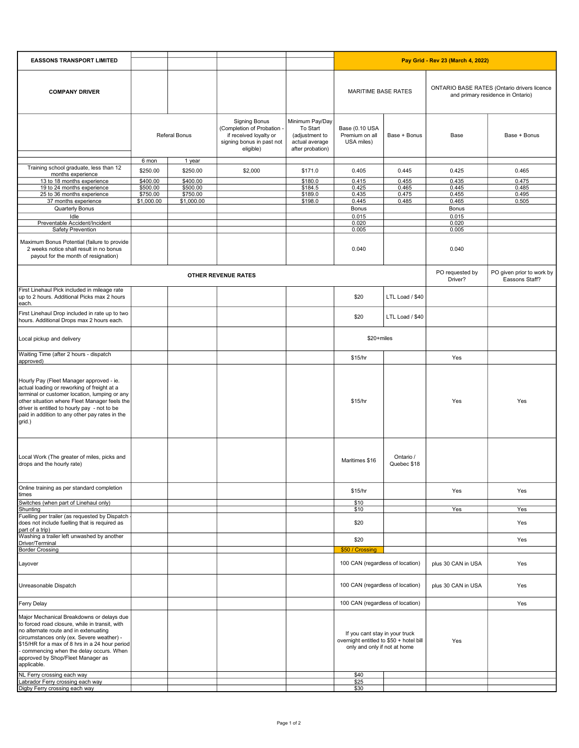| EASSONS TRANSPORT LIMITED | | | | | Pay Grid - Rev 23 (March 4, 2022) | | | |
|---|---|---|---|---|---|---|---|---|
| COMPANY DRIVER | | | | | MARITIME BASE RATES | | ONTARIO BASE RATES (Ontario drivers licence and primary residence in Ontario) | |
| | Referal Bonus | | Signing Bonus (Completion of Probation - if received loyalty or signing bonus in past not eligible) | Minimum Pay/Day To Start (adjustment to actual average after probation) | Base (0.10 USA Premium on all USA miles) | Base + Bonus | Base | Base + Bonus |
| | 6 mon | 1 year | | | | | | |
| Training school graduate, less than 12 months experience | $250.00 | $250.00 | $2,000 | $171.0 | 0.405 | 0.445 | 0.425 | 0.465 |
| 13 to 18 months experience | $400.00 | $400.00 | | $180.0 | 0.415 | 0.455 | 0.435 | 0.475 |
| 19 to 24 months experience | $500.00 | $500.00 | | $184.5 | 0.425 | 0.465 | 0.445 | 0.485 |
| 25 to 36 months experience | $750.00 | $750.00 | | $189.0 | 0.435 | 0.475 | 0.455 | 0.495 |
| 37 months experience | $1,000.00 | $1,000.00 | | $198.0 | 0.445 | 0.485 | 0.465 | 0.505 |
| Quarterly Bonus | | | | | Bonus | | Bonus | |
| Idle | | | | | 0.015 | | 0.015 | |
| Preventable Accident/Incident | | | | | 0.020 | | 0.020 | |
| Safety Prevention | | | | | 0.005 | | 0.005 | |
| Maximum Bonus Potential (failure to provide 2 weeks notice shall result in no bonus payout for the month of resignation) | | | | | 0.040 | | 0.040 | |
| OTHER REVENUE RATES | | | | | | | PO requested by Driver? | PO given prior to work by Eassons Staff? |
| First Linehaul Pick included in mileage rate up to 2 hours. Additional Picks max 2 hours each. | | | | | $20 | LTL Load / $40 | | |
| First Linehaul Drop included in rate up to two hours. Additional Drops max 2 hours each. | | | | | $20 | LTL Load / $40 | | |
| Local pickup and delivery | | | | | $20+miles | | | |
| Waiting Time (after 2 hours - dispatch approved) | | | | | $15/hr | | Yes | |
| Hourly Pay (Fleet Manager approved - ie. actual loading or reworking of freight at a terminal or customer location, lumping or any other situation where Fleet Manager feels the driver is entitled to hourly pay - not to be paid in addition to any other pay rates in the grid.) | | | | | $15/hr | | Yes | Yes |
| Local Work (The greater of miles, picks and drops and the hourly rate) | | | | | Maritimes $16 | Ontario / Quebec $18 | | |
| Online training as per standard completion times | | | | | $15/hr | | Yes | Yes |
| Switches (when part of Linehaul only) | | | | | $10 | | | |
| Shunting | | | | | $10 | | Yes | Yes |
| Fuelling per trailer (as requested by Dispatch - does not include fuelling that is required as part of a trip) | | | | | $20 | | | Yes |
| Washing a trailer left unwashed by another Driver/Terminal | | | | | $20 | | | Yes |
| Border Crossing | | | | | $50 / Crossing | | | |
| Layover | | | | | 100 CAN (regardless of location) | | plus 30 CAN in USA | Yes |
| Unreasonable Dispatch | | | | | 100 CAN (regardless of location) | | plus 30 CAN in USA | Yes |
| Ferry Delay | | | | | 100 CAN (regardless of location) | | | Yes |
| Major Mechanical Breakdowns or delays due to forced road closure, while in transit, with no alternate route and in extenuating circumstances only (ex. Severe weather) - $15/HR for a max of 8 hrs in a 24 hour period - commencing when the delay occurs. When approved by Shop/Fleet Manager as applicable. | | | | | If you cant stay in your truck overnight entitled to $50 + hotel bill only and only if not at home | | Yes | |
| NL Ferry crossing each way | | | | | $40 | | | |
| Labrador Ferry crossing each way | | | | | $25 | | | |
| Digby Ferry crossing each way | | | | | $30 | | | |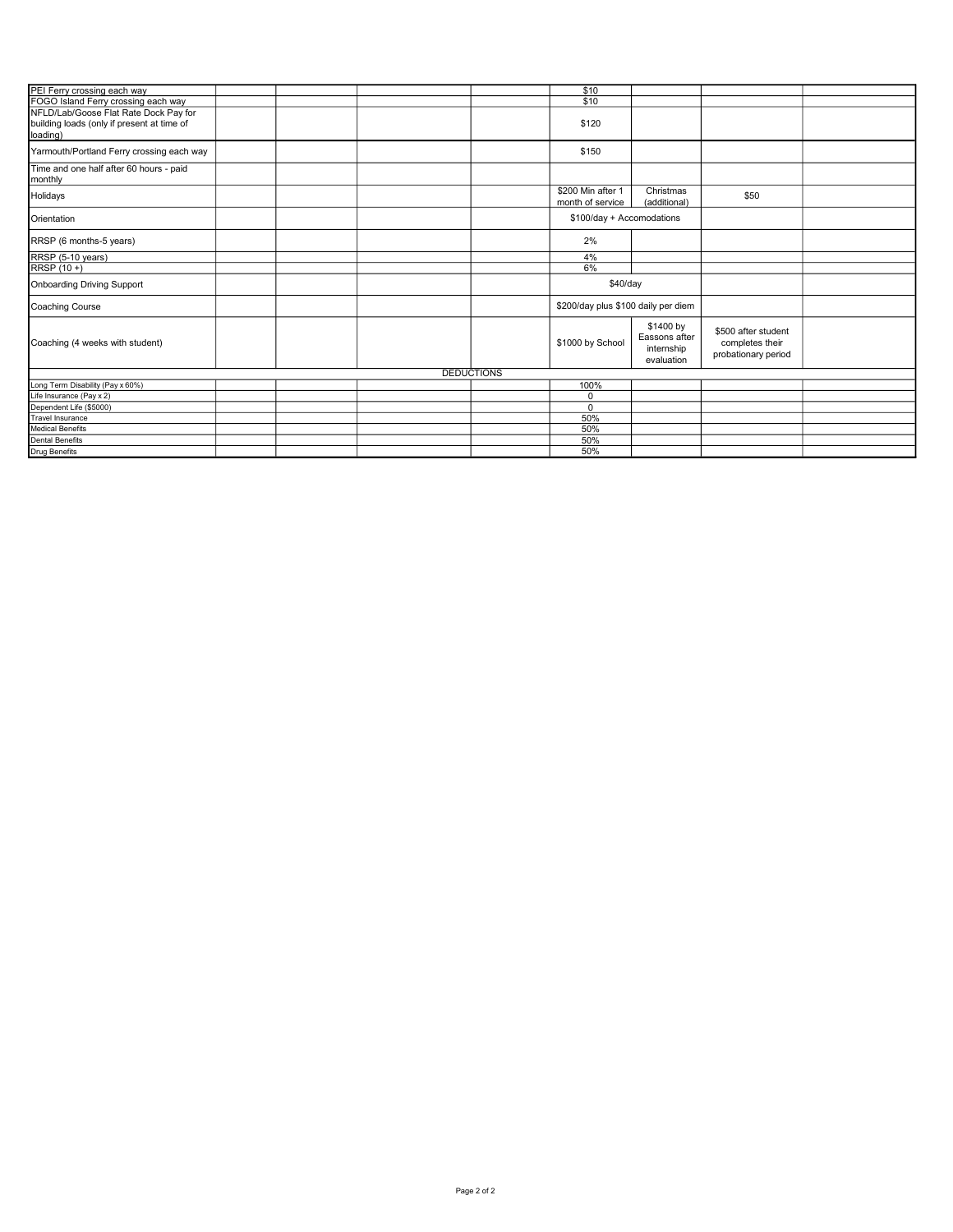| | | | | | | | | |
|---|---|---|---|---|---|---|---|---|
| PEI Ferry crossing each way | | | | | $10 | | | |
| FOGO Island Ferry crossing each way | | | | | $10 | | | |
| NFLD/Lab/Goose Flat Rate Dock Pay for building loads (only if present at time of loading) | | | | | $120 | | | |
| Yarmouth/Portland Ferry crossing each way | | | | | $150 | | | |
| Time and one half after 60 hours - paid monthly | | | | | | | | |
| Holidays | | | | | $200 Min after 1 month of service | Christmas (additional) | $50 | |
| Orientation | | | | | $100/day + Accomodations | | | |
| RRSP (6 months-5 years) | | | | | 2% | | | |
| RRSP (5-10 years) | | | | | 4% | | | |
| RRSP (10 +) | | | | | 6% | | | |
| Onboarding Driving Support | | | | | $40/day | | | |
| Coaching Course | | | | | $200/day plus $100 daily per diem | | | |
| Coaching (4 weeks with student) | | | | | $1000 by School | $1400 by Eassons after internship evaluation | $500 after student completes their probationary period | |
| DEDUCTIONS | | | | | | | | |
| Long Term Disability (Pay x 60%) | | | | | 100% | | | |
| Life Insurance (Pay x 2) | | | | | 0 | | | |
| Dependent Life ($5000) | | | | | 0 | | | |
| Travel Insurance | | | | | 50% | | | |
| Medical Benefits | | | | | 50% | | | |
| Dental Benefits | | | | | 50% | | | |
| Drug Benefits | | | | | 50% | | | |